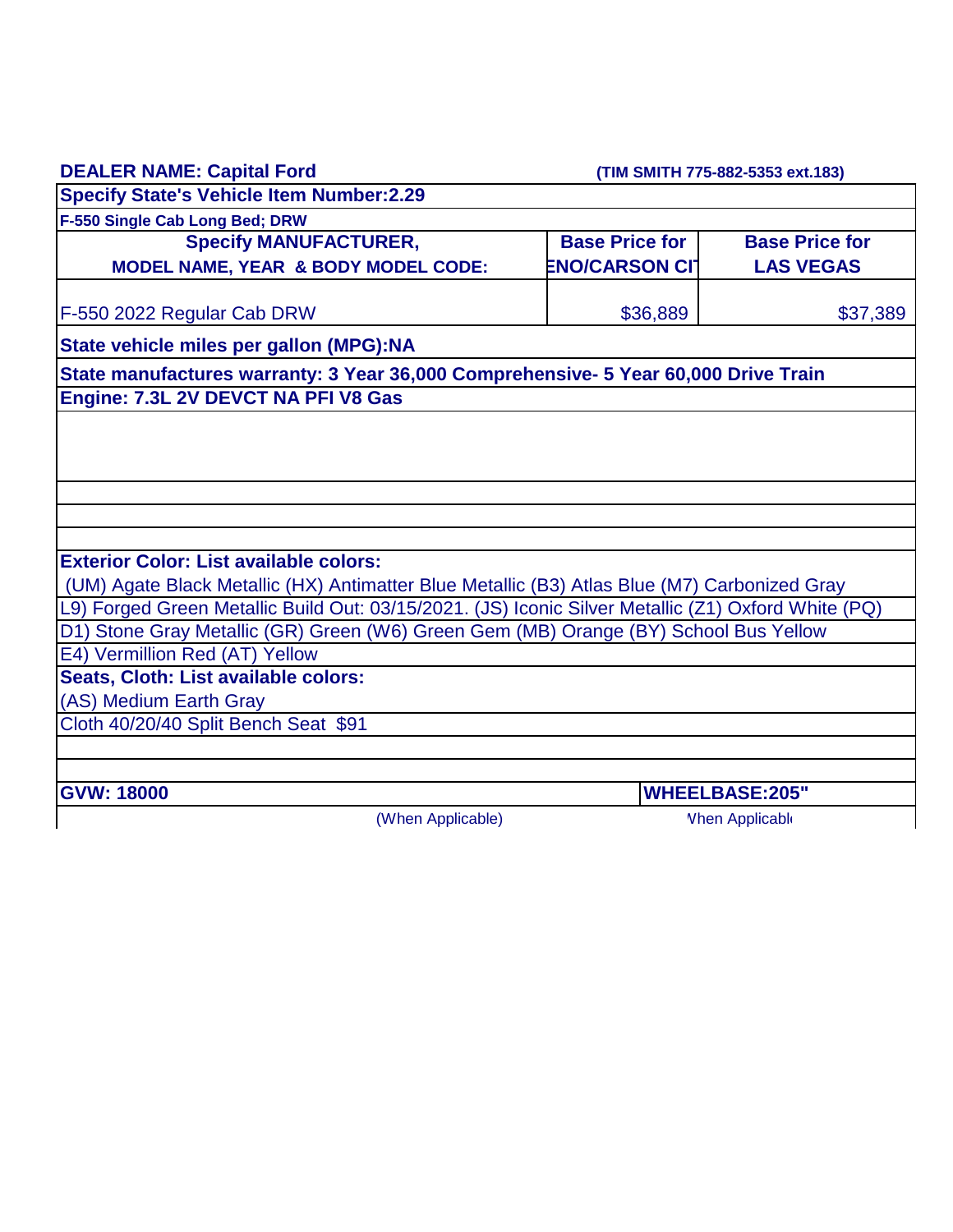**DEALER NAME: Capital Ford** **(TIM SMITH 775-882-5353 ext.183)**

**Specify State's Vehicle Item Number:2.29**

**F-550 Single Cab Long Bed; DRW**

| Specify MANUFACTURER, MODEL NAME, YEAR & BODY MODEL CODE: | Base Price for ENO/CARSON CIT | Base Price for LAS VEGAS |
|---|---|---|
| F-550 2022 Regular Cab DRW | $36,889 | $37,389 |

**State vehicle miles per gallon (MPG):NA**

**State manufactures warranty: 3 Year 36,000 Comprehensive- 5 Year 60,000 Drive Train**

**Engine: 7.3L 2V DEVCT NA PFI V8 Gas**

**Exterior Color: List available colors:**

(UM) Agate Black Metallic (HX) Antimatter Blue Metallic (B3) Atlas Blue (M7) Carbonized Gray
L9) Forged Green Metallic Build Out: 03/15/2021. (JS) Iconic Silver Metallic (Z1) Oxford White (PQ)
D1) Stone Gray Metallic (GR) Green (W6) Green Gem (MB) Orange (BY) School Bus Yellow
E4) Vermillion Red (AT) Yellow

**Seats, Cloth: List available colors:**

(AS) Medium Earth Gray

Cloth 40/20/40 Split Bench Seat $91

| **GVW: 18000** | **WHEELBASE:205"** |
|---|---|
| (When Applicable) | Vhen Applicabl |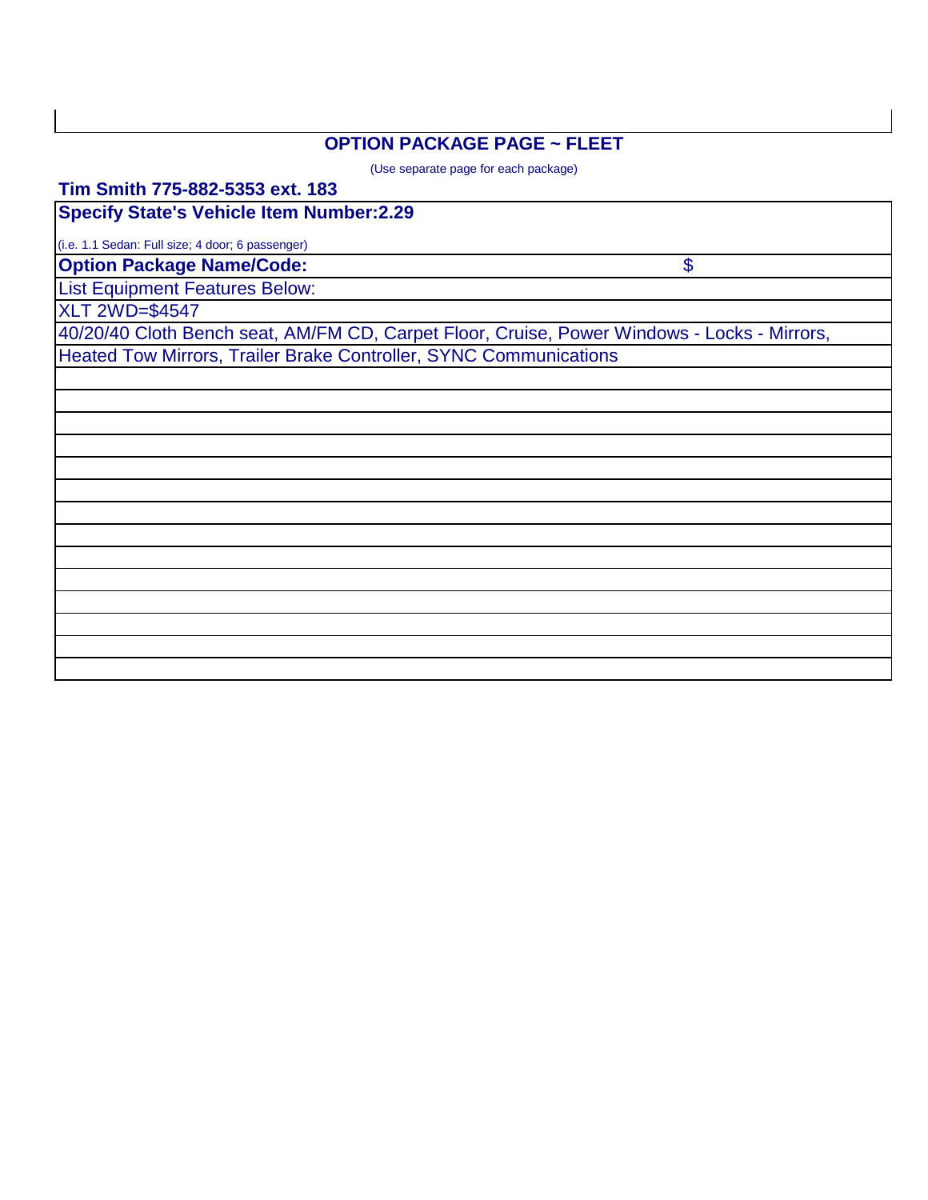## OPTION PACKAGE PAGE ~ FLEET

(Use separate page for each package)

**Tim Smith 775-882-5353 ext. 183**

**Specify State's Vehicle Item Number:2.29**

(i.e. 1.1 Sedan: Full size; 4 door; 6 passenger)

| **Option Package Name/Code:** | $ |
|---|---|
| List Equipment Features Below: | |
| XLT 2WD=$4547 | |
| 40/20/40 Cloth Bench seat, AM/FM CD, Carpet Floor, Cruise, Power Windows - Locks - Mirrors, | |
| Heated Tow Mirrors, Trailer Brake Controller, SYNC Communications | |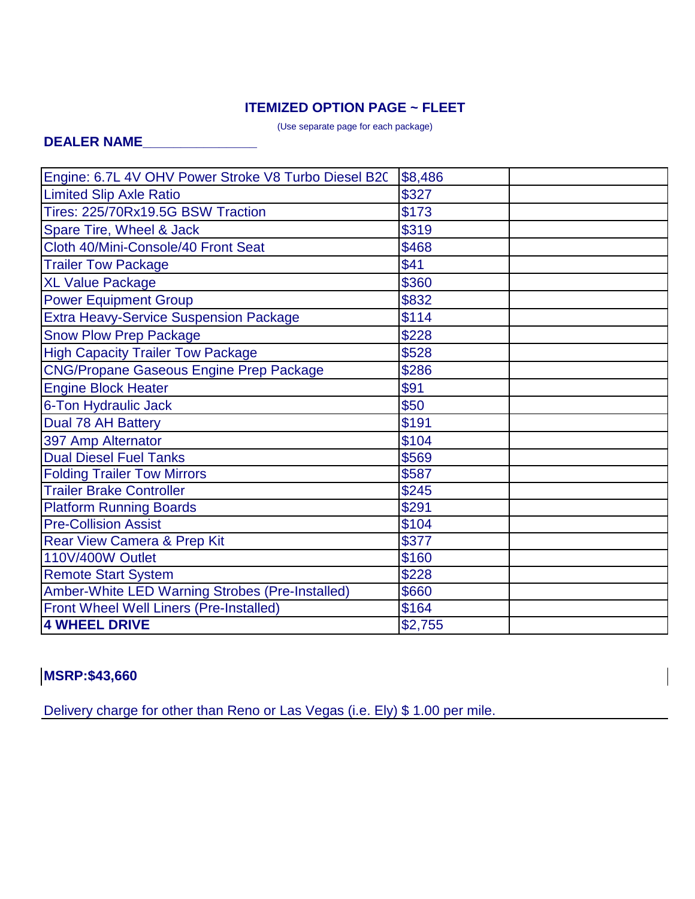## ITEMIZED OPTION PAGE ~ FLEET

(Use separate page for each package)

**DEALER NAME_______________**

| | | |
|---|---|---|
| Engine: 6.7L 4V OHV Power Stroke V8 Turbo Diesel B20 | $8,486 | |
| Limited Slip Axle Ratio | $327 | |
| Tires: 225/70Rx19.5G BSW Traction | $173 | |
| Spare Tire, Wheel & Jack | $319 | |
| Cloth 40/Mini-Console/40 Front Seat | $468 | |
| Trailer Tow Package | $41 | |
| XL Value Package | $360 | |
| Power Equipment Group | $832 | |
| Extra Heavy-Service Suspension Package | $114 | |
| Snow Plow Prep Package | $228 | |
| High Capacity Trailer Tow Package | $528 | |
| CNG/Propane Gaseous Engine Prep Package | $286 | |
| Engine Block Heater | $91 | |
| 6-Ton Hydraulic Jack | $50 | |
| Dual 78 AH Battery | $191 | |
| 397 Amp Alternator | $104 | |
| Dual Diesel Fuel Tanks | $569 | |
| Folding Trailer Tow Mirrors | $587 | |
| Trailer Brake Controller | $245 | |
| Platform Running Boards | $291 | |
| Pre-Collision Assist | $104 | |
| Rear View Camera & Prep Kit | $377 | |
| 110V/400W Outlet | $160 | |
| Remote Start System | $228 | |
| Amber-White LED Warning Strobes (Pre-Installed) | $660 | |
| Front Wheel Well Liners (Pre-Installed) | $164 | |
| **4 WHEEL DRIVE** | $2,755 | |

**MSRP:$43,660**

Delivery charge for other than Reno or Las Vegas (i.e. Ely) $ 1.00 per mile.